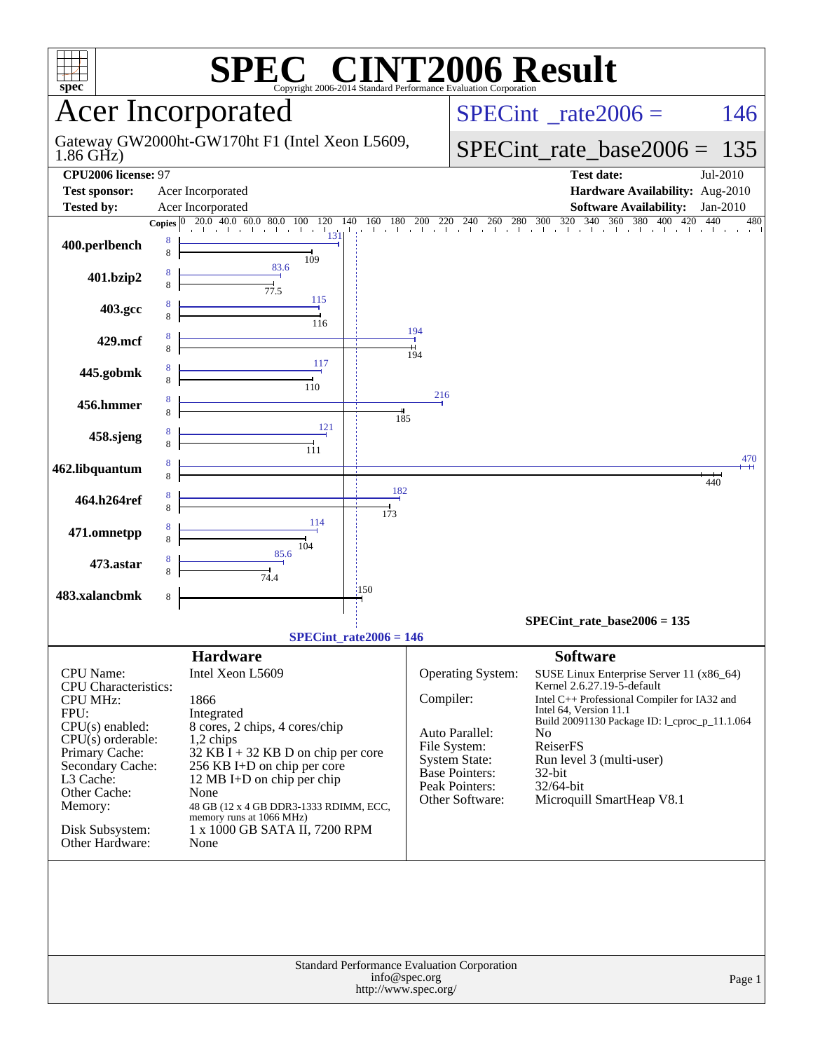# SPEC® CINT2006 Result

Copyright 2006-2014 Standard Performance Evaluation Corporation

## Acer Incorporated

Gateway GW2000ht-GW170ht F1 (Intel Xeon L5609, 1.86 GHz)

**SPECint_rate2006 = 146**

**SPECint_rate_base2006 = 135**

| | | | |
|---|---|---|---|
| **CPU2006 license:** | 97 | **Test date:** | Jul-2010 |
| **Test sponsor:** | Acer Incorporated | **Hardware Availability:** | Aug-2010 |
| **Tested by:** | Acer Incorporated | **Software Availability:** | Jan-2010 |

| Benchmark | Copies (peak) | Peak | Copies (base) | Base |
|---|---|---|---|---|
| 400.perlbench | 8 | 131 | 8 | 109 |
| 401.bzip2 | 8 | 83.6 | 8 | 77.5 |
| 403.gcc | 8 | 115 | 8 | 116 |
| 429.mcf | 8 | 194 | 8 | 194 |
| 445.gobmk | 8 | 117 | 8 | 110 |
| 456.hmmer | 8 | 216 | 8 | 185 |
| 458.sjeng | 8 | 121 | 8 | 111 |
| 462.libquantum | 8 | 470 | 8 | 440 |
| 464.h264ref | 8 | 182 | 8 | 173 |
| 471.omnetpp | 8 | 114 | 8 | 104 |
| 473.astar | 8 | 85.6 | 8 | 74.4 |
| 483.xalancbmk | | | 8 | 150 |

SPECint_rate_base2006 = 135

SPECint_rate2006 = 146

### Hardware

| | |
|---|---|
| CPU Name: | Intel Xeon L5609 |
| CPU Characteristics: | |
| CPU MHz: | 1866 |
| FPU: | Integrated |
| CPU(s) enabled: | 8 cores, 2 chips, 4 cores/chip |
| CPU(s) orderable: | 1,2 chips |
| Primary Cache: | 32 KB I + 32 KB D on chip per core |
| Secondary Cache: | 256 KB I+D on chip per core |
| L3 Cache: | 12 MB I+D on chip per chip |
| Other Cache: | None |
| Memory: | 48 GB (12 x 4 GB DDR3-1333 RDIMM, ECC, memory runs at 1066 MHz) |
| Disk Subsystem: | 1 x 1000 GB SATA II, 7200 RPM |
| Other Hardware: | None |

### Software

| | |
|---|---|
| Operating System: | SUSE Linux Enterprise Server 11 (x86_64) Kernel 2.6.27.19-5-default |
| Compiler: | Intel C++ Professional Compiler for IA32 and Intel 64, Version 11.1 Build 20091130 Package ID: l_cproc_p_11.1.064 |
| Auto Parallel: | No |
| File System: | ReiserFS |
| System State: | Run level 3 (multi-user) |
| Base Pointers: | 32-bit |
| Peak Pointers: | 32/64-bit |
| Other Software: | Microquill SmartHeap V8.1 |

Standard Performance Evaluation Corporation
info@spec.org
http://www.spec.org/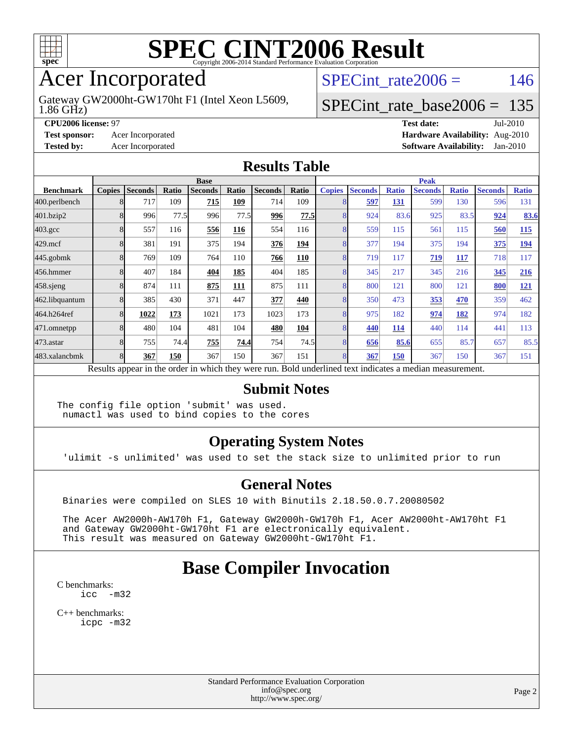# SPEC CINT2006 Result

Copyright 2006-2014 Standard Performance Evaluation Corporation

# Acer Incorporated

Gateway GW2000ht-GW170ht F1 (Intel Xeon L5609, 1.86 GHz)

SPECint_rate2006 = 146

SPECint_rate_base2006 = 135

**CPU2006 license:** 97

**Test sponsor:** Acer Incorporated

**Tested by:** Acer Incorporated

**Test date:** Jul-2010

**Hardware Availability:** Aug-2010

**Software Availability:** Jan-2010

## Results Table

| Benchmark | Base | | | | | | | Peak | | | | | | |
|---|---|---|---|---|---|---|---|---|---|---|---|---|---|---|
| | Copies | Seconds | Ratio | Seconds | Ratio | Seconds | Ratio | Copies | Seconds | Ratio | Seconds | Ratio | Seconds | Ratio |
| 400.perlbench | 8 | 717 | 109 | **715** | **109** | 714 | 109 | 8 | **597** | **131** | 599 | 130 | 596 | 131 |
| 401.bzip2 | 8 | 996 | 77.5 | 996 | 77.5 | **996** | **77.5** | 8 | 924 | 83.6 | 925 | 83.5 | **924** | **83.6** |
| 403.gcc | 8 | 557 | 116 | **556** | **116** | 554 | 116 | 8 | 559 | 115 | 561 | 115 | **560** | **115** |
| 429.mcf | 8 | 381 | 191 | 375 | 194 | **376** | **194** | 8 | 377 | 194 | 375 | 194 | **375** | **194** |
| 445.gobmk | 8 | 769 | 109 | 764 | 110 | **766** | **110** | 8 | 719 | 117 | **719** | **117** | 718 | 117 |
| 456.hmmer | 8 | 407 | 184 | **404** | **185** | 404 | 185 | 8 | 345 | 217 | 345 | 216 | **345** | **216** |
| 458.sjeng | 8 | 874 | 111 | **875** | **111** | 875 | 111 | 8 | 800 | 121 | 800 | 121 | **800** | **121** |
| 462.libquantum | 8 | 385 | 430 | 371 | 447 | **377** | **440** | 8 | 350 | 473 | **353** | **470** | 359 | 462 |
| 464.h264ref | 8 | **1022** | **173** | 1021 | 173 | 1023 | 173 | 8 | 975 | 182 | **974** | **182** | 974 | 182 |
| 471.omnetpp | 8 | 480 | 104 | 481 | 104 | **480** | **104** | 8 | **440** | **114** | 440 | 114 | 441 | 113 |
| 473.astar | 8 | 755 | 74.4 | **755** | **74.4** | 754 | 74.5 | 8 | **656** | **85.6** | 655 | 85.7 | 657 | 85.5 |
| 483.xalancbmk | 8 | **367** | **150** | 367 | 150 | 367 | 151 | 8 | **367** | **150** | 367 | 150 | 367 | 151 |

Results appear in the order in which they were run. Bold underlined text indicates a median measurement.

## Submit Notes

```
The config file option 'submit' was used.
 numactl was used to bind copies to the cores
```

## Operating System Notes

```
'ulimit -s unlimited' was used to set the stack size to unlimited prior to run
```

## General Notes

```
Binaries were compiled on SLES 10 with Binutils 2.18.50.0.7.20080502

The Acer AW2000h-AW170h F1, Gateway GW2000h-GW170h F1, Acer AW2000ht-AW170ht F1
and Gateway GW2000ht-GW170ht F1 are electronically equivalent.
This result was measured on Gateway GW2000ht-GW170ht F1.
```

## Base Compiler Invocation

C benchmarks:

```
icc   -m32
```

C++ benchmarks:

```
icpc -m32
```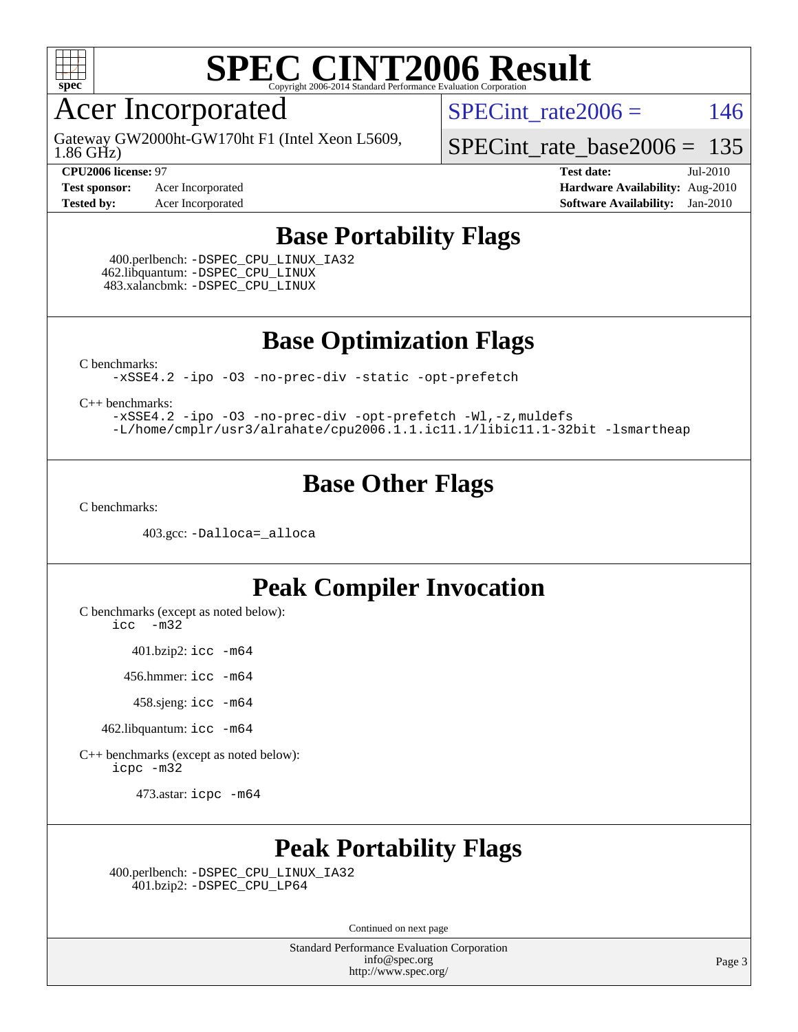# SPEC CINT2006 Result

Copyright 2006-2014 Standard Performance Evaluation Corporation

## Acer Incorporated

Gateway GW2000ht-GW170ht F1 (Intel Xeon L5609, 1.86 GHz)

SPECint_rate2006 = 146

SPECint_rate_base2006 = 135

**CPU2006 license:** 97
**Test sponsor:** Acer Incorporated
**Tested by:** Acer Incorporated

**Test date:** Jul-2010
**Hardware Availability:** Aug-2010
**Software Availability:** Jan-2010

## Base Portability Flags

400.perlbench: `-DSPEC_CPU_LINUX_IA32`
462.libquantum: `-DSPEC_CPU_LINUX`
483.xalancbmk: `-DSPEC_CPU_LINUX`

## Base Optimization Flags

C benchmarks:

```
-xSSE4.2 -ipo -O3 -no-prec-div -static -opt-prefetch
```

C++ benchmarks:

```
-xSSE4.2 -ipo -O3 -no-prec-div -opt-prefetch -Wl,-z,muldefs
-L/home/cmplr/usr3/alrahate/cpu2006.1.1.ic11.1/libic11.1-32bit -lsmartheap
```

## Base Other Flags

C benchmarks:

403.gcc: `-Dalloca=_alloca`

## Peak Compiler Invocation

C benchmarks (except as noted below):
`icc -m32`

401.bzip2: `icc -m64`

456.hmmer: `icc -m64`

458.sjeng: `icc -m64`

462.libquantum: `icc -m64`

C++ benchmarks (except as noted below):
`icpc -m32`

473.astar: `icpc -m64`

## Peak Portability Flags

400.perlbench: `-DSPEC_CPU_LINUX_IA32`
401.bzip2: `-DSPEC_CPU_LP64`

Continued on next page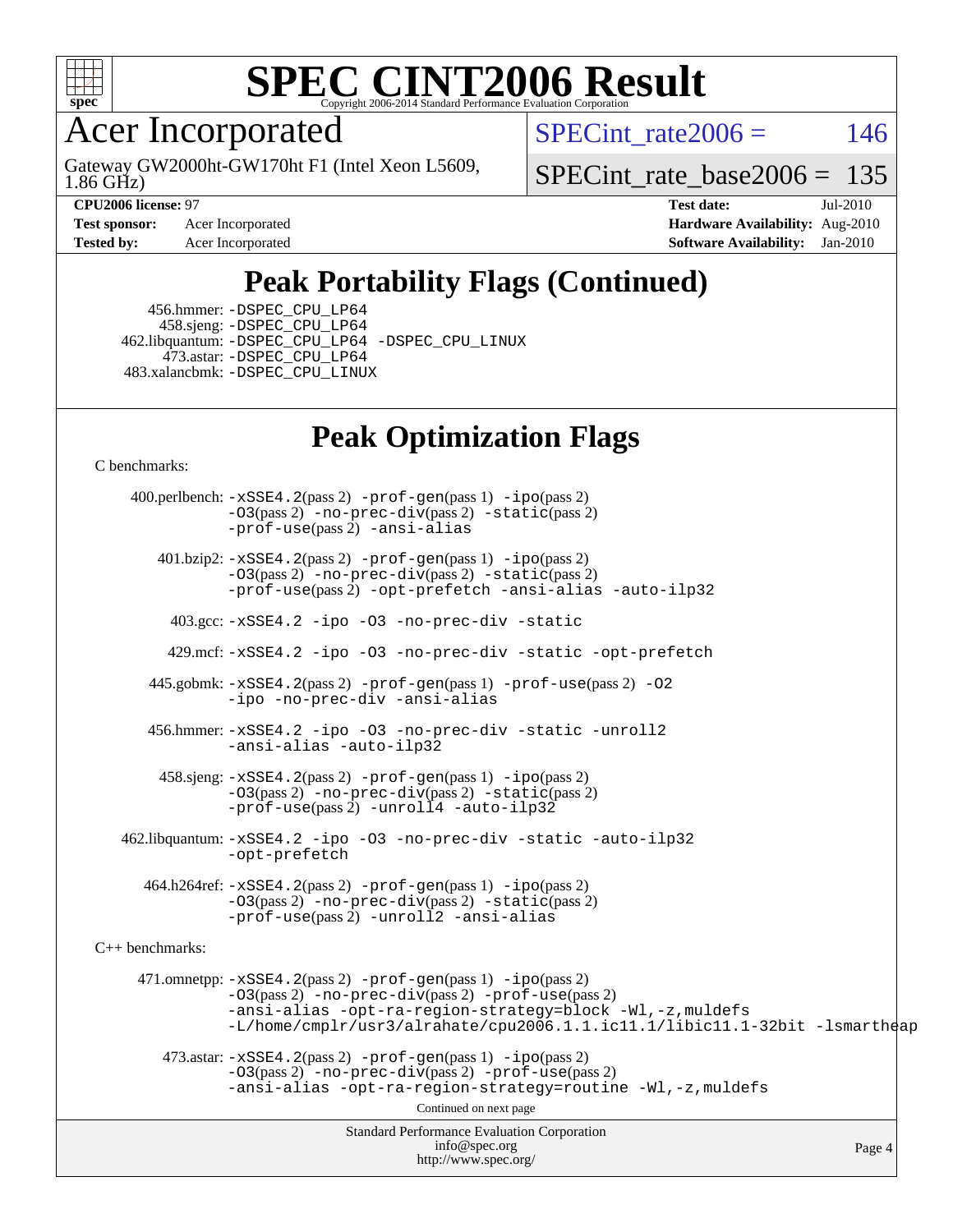# SPEC CINT2006 Result

Copyright 2006-2014 Standard Performance Evaluation Corporation

## Acer Incorporated

Gateway GW2000ht-GW170ht F1 (Intel Xeon L5609, 1.86 GHz)

SPECint_rate2006 = 146

SPECint_rate_base2006 = 135

**CPU2006 license:** 97
**Test sponsor:** Acer Incorporated
**Tested by:** Acer Incorporated

**Test date:** Jul-2010
**Hardware Availability:** Aug-2010
**Software Availability:** Jan-2010

## Peak Portability Flags (Continued)

456.hmmer: -DSPEC_CPU_LP64
458.sjeng: -DSPEC_CPU_LP64
462.libquantum: -DSPEC_CPU_LP64 -DSPEC_CPU_LINUX
473.astar: -DSPEC_CPU_LP64
483.xalancbmk: -DSPEC_CPU_LINUX

## Peak Optimization Flags

C benchmarks:

400.perlbench: -xSSE4.2(pass 2) -prof-gen(pass 1) -ipo(pass 2) -O3(pass 2) -no-prec-div(pass 2) -static(pass 2) -prof-use(pass 2) -ansi-alias

401.bzip2: -xSSE4.2(pass 2) -prof-gen(pass 1) -ipo(pass 2) -O3(pass 2) -no-prec-div(pass 2) -static(pass 2) -prof-use(pass 2) -opt-prefetch -ansi-alias -auto-ilp32

403.gcc: -xSSE4.2 -ipo -O3 -no-prec-div -static

429.mcf: -xSSE4.2 -ipo -O3 -no-prec-div -static -opt-prefetch

445.gobmk: -xSSE4.2(pass 2) -prof-gen(pass 1) -prof-use(pass 2) -O2 -ipo -no-prec-div -ansi-alias

456.hmmer: -xSSE4.2 -ipo -O3 -no-prec-div -static -unroll2 -ansi-alias -auto-ilp32

458.sjeng: -xSSE4.2(pass 2) -prof-gen(pass 1) -ipo(pass 2) -O3(pass 2) -no-prec-div(pass 2) -static(pass 2) -prof-use(pass 2) -unroll4 -auto-ilp32

462.libquantum: -xSSE4.2 -ipo -O3 -no-prec-div -static -auto-ilp32 -opt-prefetch

464.h264ref: -xSSE4.2(pass 2) -prof-gen(pass 1) -ipo(pass 2) -O3(pass 2) -no-prec-div(pass 2) -static(pass 2) -prof-use(pass 2) -unroll2 -ansi-alias

C++ benchmarks:

471.omnetpp: -xSSE4.2(pass 2) -prof-gen(pass 1) -ipo(pass 2) -O3(pass 2) -no-prec-div(pass 2) -prof-use(pass 2) -ansi-alias -opt-ra-region-strategy=block -Wl,-z,muldefs -L/home/cmplr/usr3/alrahate/cpu2006.1.1.ic11.1/libic11.1-32bit -lsmartheap

473.astar: -xSSE4.2(pass 2) -prof-gen(pass 1) -ipo(pass 2) -O3(pass 2) -no-prec-div(pass 2) -prof-use(pass 2) -ansi-alias -opt-ra-region-strategy=routine -Wl,-z,muldefs

Continued on next page

Standard Performance Evaluation Corporation
info@spec.org
http://www.spec.org/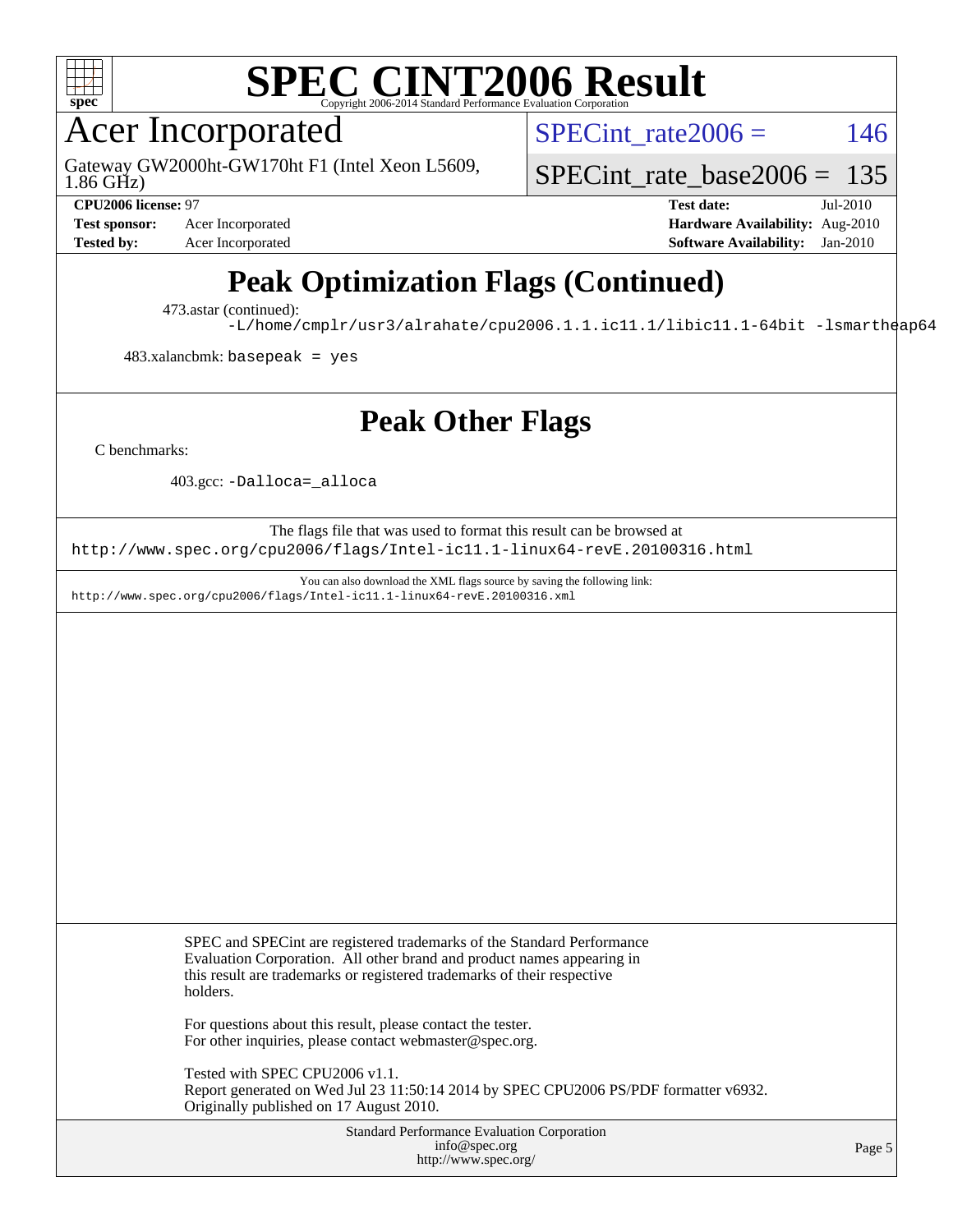# SPEC CINT2006 Result

Copyright 2006-2014 Standard Performance Evaluation Corporation

## Acer Incorporated

Gateway GW2000ht-GW170ht F1 (Intel Xeon L5609, 1.86 GHz)

SPECint_rate2006 = 146

SPECint_rate_base2006 = 135

**CPU2006 license:** 97
**Test sponsor:** Acer Incorporated
**Tested by:** Acer Incorporated

**Test date:** Jul-2010
**Hardware Availability:** Aug-2010
**Software Availability:** Jan-2010

## Peak Optimization Flags (Continued)

473.astar (continued):
`-L/home/cmplr/usr3/alrahate/cpu2006.1.1.ic11.1/libic11.1-64bit -lsmartheap64`

483.xalancbmk: `basepeak = yes`

## Peak Other Flags

C benchmarks:

403.gcc: `-Dalloca=_alloca`

The flags file that was used to format this result can be browsed at
http://www.spec.org/cpu2006/flags/Intel-ic11.1-linux64-revE.20100316.html

You can also download the XML flags source by saving the following link:
http://www.spec.org/cpu2006/flags/Intel-ic11.1-linux64-revE.20100316.xml

SPEC and SPECint are registered trademarks of the Standard Performance Evaluation Corporation. All other brand and product names appearing in this result are trademarks or registered trademarks of their respective holders.

For questions about this result, please contact the tester.
For other inquiries, please contact webmaster@spec.org.

Tested with SPEC CPU2006 v1.1.
Report generated on Wed Jul 23 11:50:14 2014 by SPEC CPU2006 PS/PDF formatter v6932.
Originally published on 17 August 2010.

Standard Performance Evaluation Corporation
info@spec.org
http://www.spec.org/